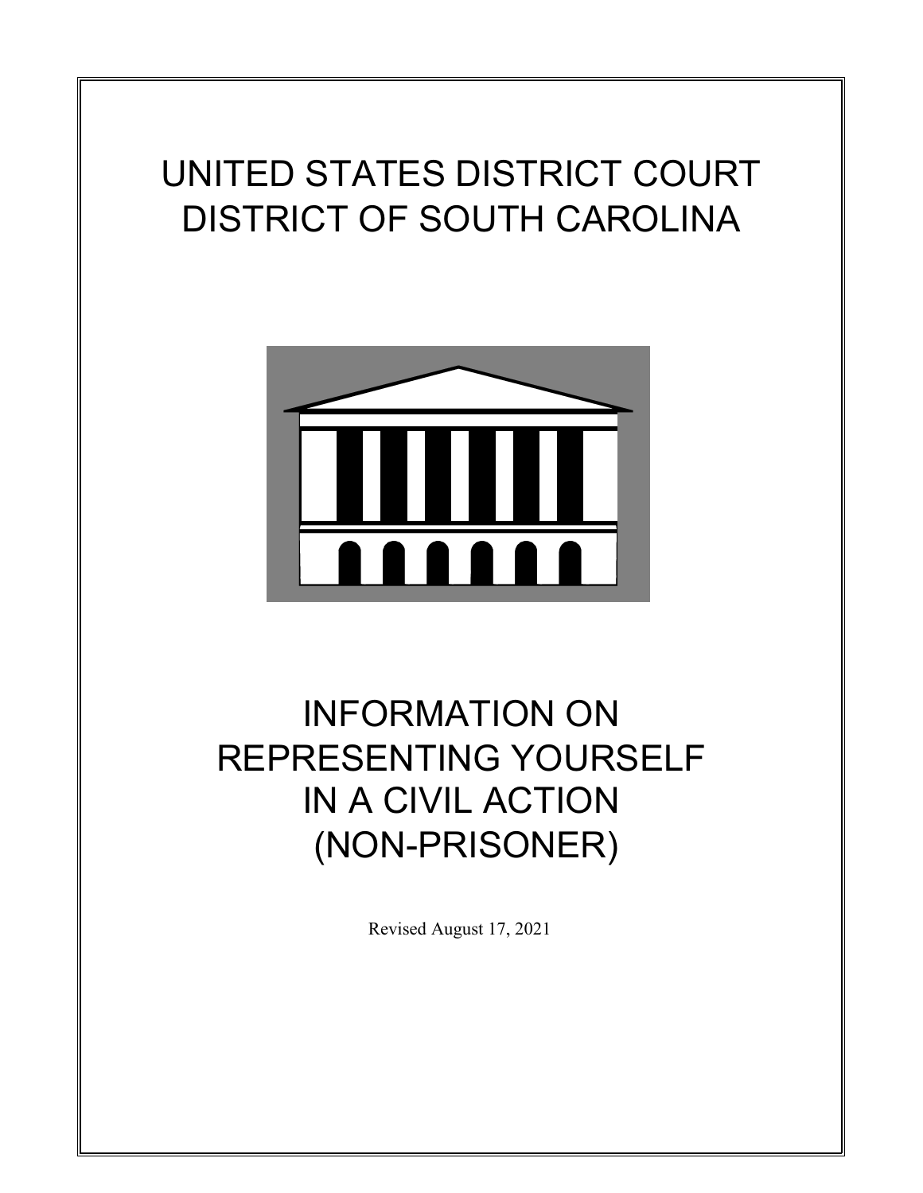# UNITED STATES DISTRICT COURT
# DISTRICT OF SOUTH CAROLINA

# INFORMATION ON REPRESENTING YOURSELF IN A CIVIL ACTION (NON-PRISONER)

Revised August 17, 2021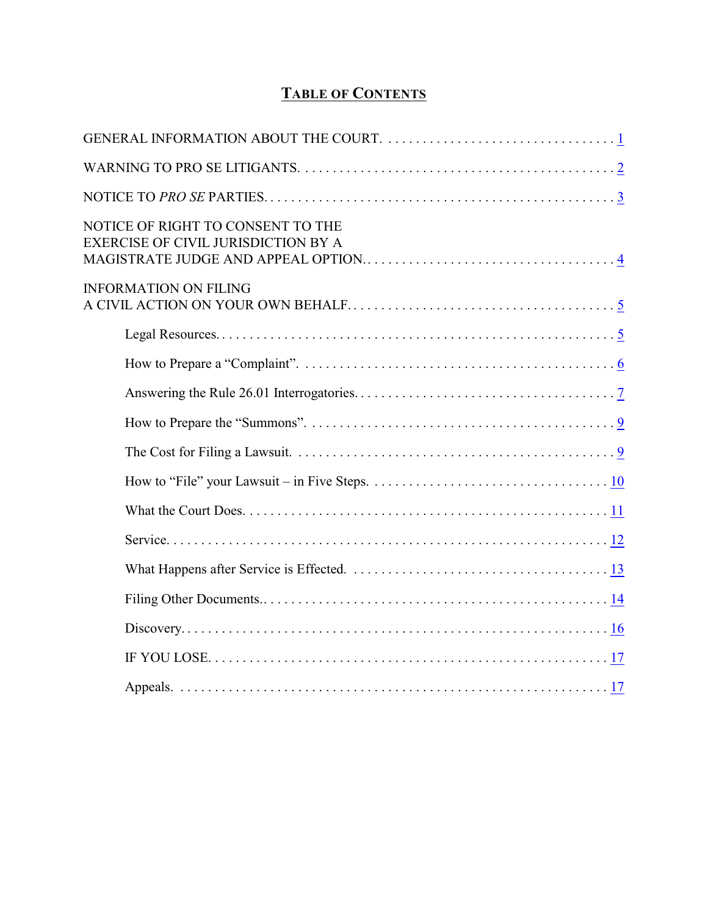# TABLE OF CONTENTS

GENERAL INFORMATION ABOUT THE COURT. . . . . . . . . . . . . . . . . . . . . . . . . . . . . . . . . . 1

WARNING TO PRO SE LITIGANTS. . . . . . . . . . . . . . . . . . . . . . . . . . . . . . . . . . . . . . . . . . . . . . 2

NOTICE TO *PRO SE* PARTIES. . . . . . . . . . . . . . . . . . . . . . . . . . . . . . . . . . . . . . . . . . . . . . . . . 3

NOTICE OF RIGHT TO CONSENT TO THE EXERCISE OF CIVIL JURISDICTION BY A MAGISTRATE JUDGE AND APPEAL OPTION. . . . . . . . . . . . . . . . . . . . . . . . . . . . . . . . . . . . 4

INFORMATION ON FILING A CIVIL ACTION ON YOUR OWN BEHALF. . . . . . . . . . . . . . . . . . . . . . . . . . . . . . . . . . . . . . . 5

- Legal Resources. . . . . . . . . . . . . . . . . . . . . . . . . . . . . . . . . . . . . . . . . . . . . . . . . . . . . . . . . 5
- How to Prepare a "Complaint". . . . . . . . . . . . . . . . . . . . . . . . . . . . . . . . . . . . . . . . . . . . . . 6
- Answering the Rule 26.01 Interrogatories. . . . . . . . . . . . . . . . . . . . . . . . . . . . . . . . . . . . . 7
- How to Prepare the "Summons". . . . . . . . . . . . . . . . . . . . . . . . . . . . . . . . . . . . . . . . . . . . . 9
- The Cost for Filing a Lawsuit. . . . . . . . . . . . . . . . . . . . . . . . . . . . . . . . . . . . . . . . . . . . . . . 9
- How to "File" your Lawsuit – in Five Steps. . . . . . . . . . . . . . . . . . . . . . . . . . . . . . . . . . . 10
- What the Court Does. . . . . . . . . . . . . . . . . . . . . . . . . . . . . . . . . . . . . . . . . . . . . . . . . . . . . 11
- Service. . . . . . . . . . . . . . . . . . . . . . . . . . . . . . . . . . . . . . . . . . . . . . . . . . . . . . . . . . . . . . . 12
- What Happens after Service is Effected. . . . . . . . . . . . . . . . . . . . . . . . . . . . . . . . . . . . . . 13
- Filing Other Documents.. . . . . . . . . . . . . . . . . . . . . . . . . . . . . . . . . . . . . . . . . . . . . . . . . . 14
- Discovery. . . . . . . . . . . . . . . . . . . . . . . . . . . . . . . . . . . . . . . . . . . . . . . . . . . . . . . . . . . . . 16
- IF YOU LOSE. . . . . . . . . . . . . . . . . . . . . . . . . . . . . . . . . . . . . . . . . . . . . . . . . . . . . . . . . . 17
- Appeals. . . . . . . . . . . . . . . . . . . . . . . . . . . . . . . . . . . . . . . . . . . . . . . . . . . . . . . . . . . . . . . 17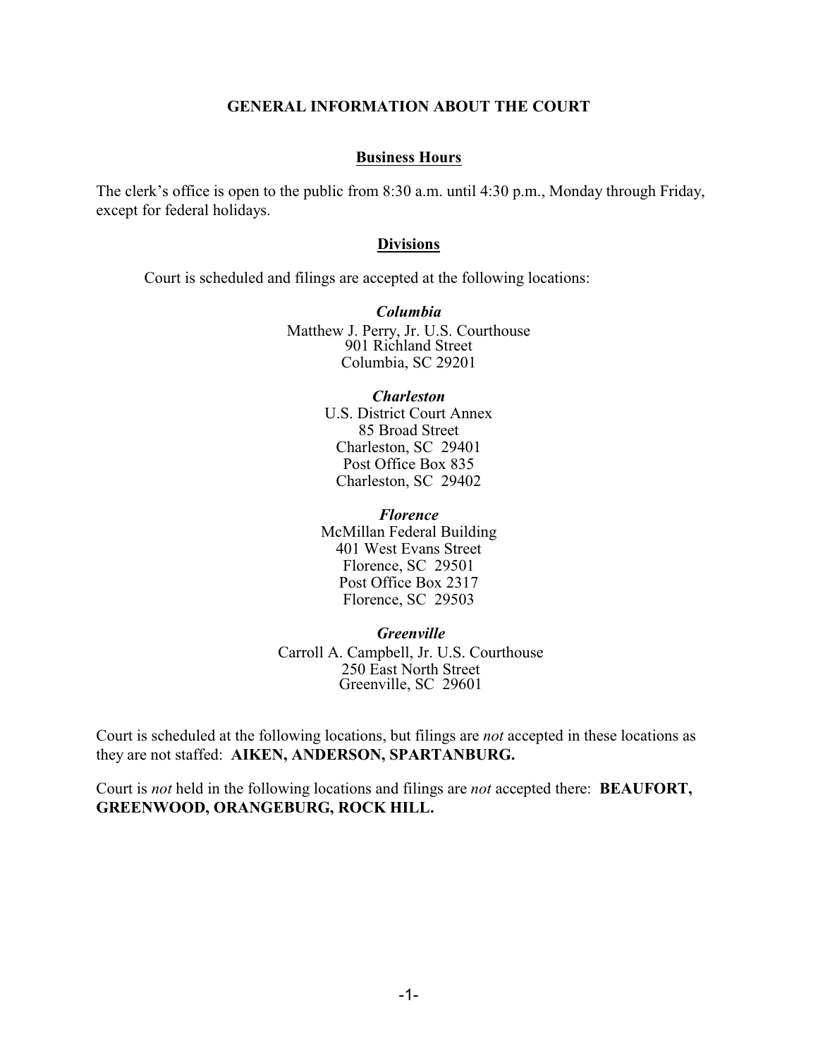# GENERAL INFORMATION ABOUT THE COURT

## Business Hours

The clerk's office is open to the public from 8:30 a.m. until 4:30 p.m., Monday through Friday, except for federal holidays.

## Divisions

Court is scheduled and filings are accepted at the following locations:

***Columbia***
Matthew J. Perry, Jr. U.S. Courthouse
901 Richland Street
Columbia, SC 29201

***Charleston***
U.S. District Court Annex
85 Broad Street
Charleston, SC 29401
Post Office Box 835
Charleston, SC 29402

***Florence***
McMillan Federal Building
401 West Evans Street
Florence, SC 29501
Post Office Box 2317
Florence, SC 29503

***Greenville***
Carroll A. Campbell, Jr. U.S. Courthouse
250 East North Street
Greenville, SC 29601

Court is scheduled at the following locations, but filings are *not* accepted in these locations as they are not staffed: **AIKEN, ANDERSON, SPARTANBURG.**

Court is *not* held in the following locations and filings are *not* accepted there: **BEAUFORT, GREENWOOD, ORANGEBURG, ROCK HILL.**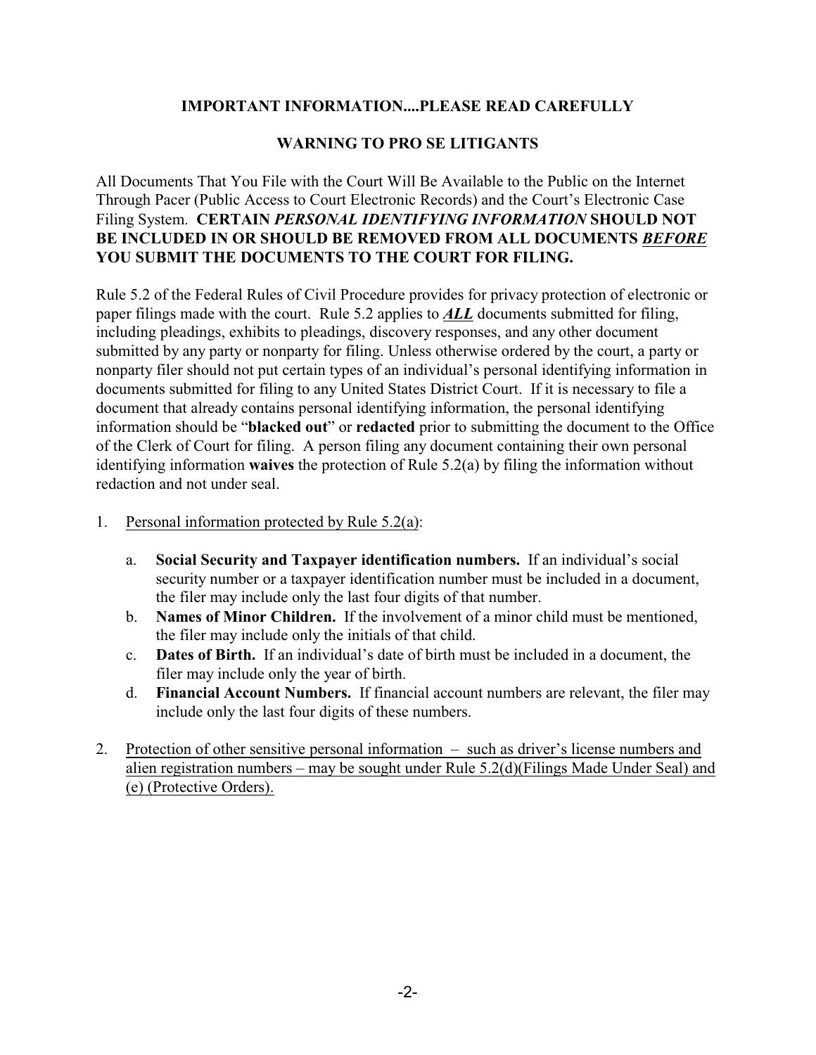**IMPORTANT INFORMATION....PLEASE READ CAREFULLY**

**WARNING TO PRO SE LITIGANTS**

All Documents That You File with the Court Will Be Available to the Public on the Internet Through Pacer (Public Access to Court Electronic Records) and the Court's Electronic Case Filing System. **CERTAIN *PERSONAL IDENTIFYING INFORMATION* SHOULD NOT BE INCLUDED IN OR SHOULD BE REMOVED FROM ALL DOCUMENTS *BEFORE* YOU SUBMIT THE DOCUMENTS TO THE COURT FOR FILING.**

Rule 5.2 of the Federal Rules of Civil Procedure provides for privacy protection of electronic or paper filings made with the court. Rule 5.2 applies to ***ALL*** documents submitted for filing, including pleadings, exhibits to pleadings, discovery responses, and any other document submitted by any party or nonparty for filing. Unless otherwise ordered by the court, a party or nonparty filer should not put certain types of an individual's personal identifying information in documents submitted for filing to any United States District Court. If it is necessary to file a document that already contains personal identifying information, the personal identifying information should be "**blacked out**" or **redacted** prior to submitting the document to the Office of the Clerk of Court for filing. A person filing any document containing their own personal identifying information **waives** the protection of Rule 5.2(a) by filing the information without redaction and not under seal.

1. Personal information protected by Rule 5.2(a):

   a. **Social Security and Taxpayer identification numbers.** If an individual's social security number or a taxpayer identification number must be included in a document, the filer may include only the last four digits of that number.

   b. **Names of Minor Children.** If the involvement of a minor child must be mentioned, the filer may include only the initials of that child.

   c. **Dates of Birth.** If an individual's date of birth must be included in a document, the filer may include only the year of birth.

   d. **Financial Account Numbers.** If financial account numbers are relevant, the filer may include only the last four digits of these numbers.

2. Protection of other sensitive personal information – such as driver's license numbers and alien registration numbers – may be sought under Rule 5.2(d)(Filings Made Under Seal) and (e) (Protective Orders).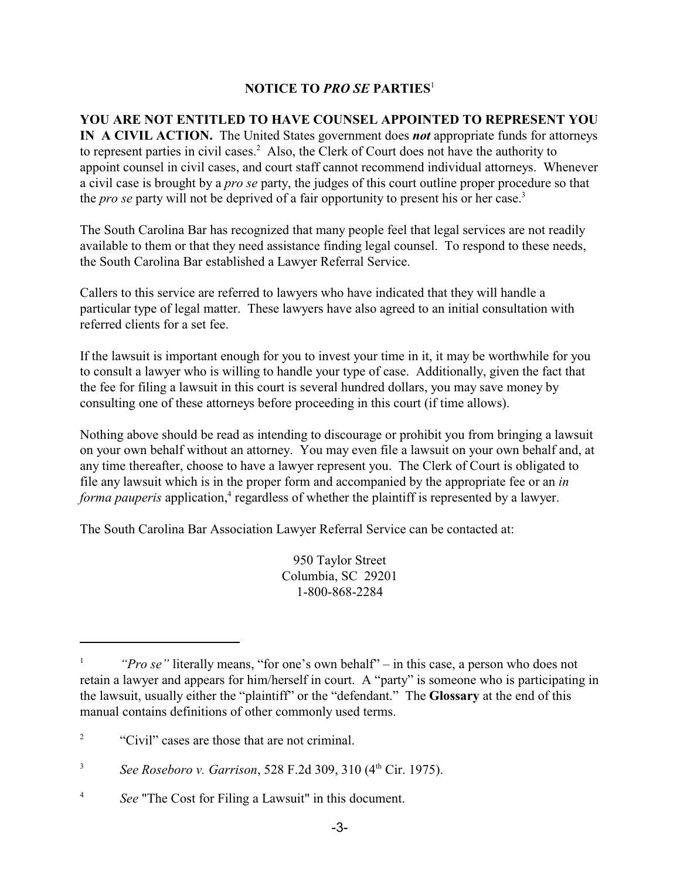## NOTICE TO *PRO SE* PARTIES[1]

**YOU ARE NOT ENTITLED TO HAVE COUNSEL APPOINTED TO REPRESENT YOU IN A CIVIL ACTION.** The United States government does ***not*** appropriate funds for attorneys to represent parties in civil cases.[2] Also, the Clerk of Court does not have the authority to appoint counsel in civil cases, and court staff cannot recommend individual attorneys. Whenever a civil case is brought by a *pro se* party, the judges of this court outline proper procedure so that the *pro se* party will not be deprived of a fair opportunity to present his or her case.[3]

The South Carolina Bar has recognized that many people feel that legal services are not readily available to them or that they need assistance finding legal counsel. To respond to these needs, the South Carolina Bar established a Lawyer Referral Service.

Callers to this service are referred to lawyers who have indicated that they will handle a particular type of legal matter. These lawyers have also agreed to an initial consultation with referred clients for a set fee.

If the lawsuit is important enough for you to invest your time in it, it may be worthwhile for you to consult a lawyer who is willing to handle your type of case. Additionally, given the fact that the fee for filing a lawsuit in this court is several hundred dollars, you may save money by consulting one of these attorneys before proceeding in this court (if time allows).

Nothing above should be read as intending to discourage or prohibit you from bringing a lawsuit on your own behalf without an attorney. You may even file a lawsuit on your own behalf and, at any time thereafter, choose to have a lawyer represent you. The Clerk of Court is obligated to file any lawsuit which is in the proper form and accompanied by the appropriate fee or an *in forma pauperis* application,[4] regardless of whether the plaintiff is represented by a lawyer.

The South Carolina Bar Association Lawyer Referral Service can be contacted at:

950 Taylor Street
Columbia, SC 29201
1-800-868-2284

---

[1] *"Pro se"* literally means, "for one's own behalf" – in this case, a person who does not retain a lawyer and appears for him/herself in court. A "party" is someone who is participating in the lawsuit, usually either the "plaintiff" or the "defendant." The **Glossary** at the end of this manual contains definitions of other commonly used terms.

[2] "Civil" cases are those that are not criminal.

[3] *See Roseboro v. Garrison*, 528 F.2d 309, 310 (4th Cir. 1975).

[4] *See* "The Cost for Filing a Lawsuit" in this document.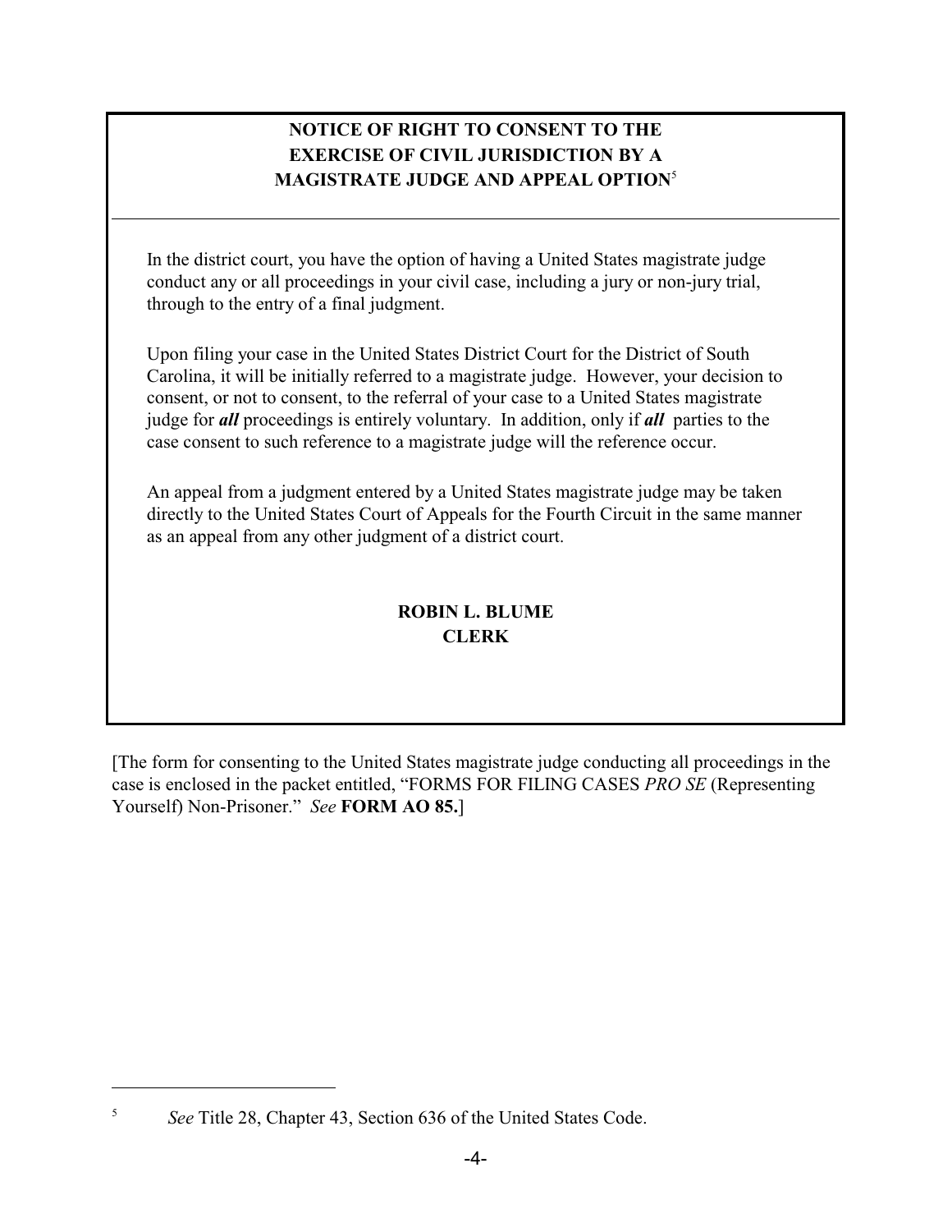## NOTICE OF RIGHT TO CONSENT TO THE EXERCISE OF CIVIL JURISDICTION BY A MAGISTRATE JUDGE AND APPEAL OPTION[5]

In the district court, you have the option of having a United States magistrate judge conduct any or all proceedings in your civil case, including a jury or non-jury trial, through to the entry of a final judgment.

Upon filing your case in the United States District Court for the District of South Carolina, it will be initially referred to a magistrate judge. However, your decision to consent, or not to consent, to the referral of your case to a United States magistrate judge for ***all*** proceedings is entirely voluntary. In addition, only if ***all*** parties to the case consent to such reference to a magistrate judge will the reference occur.

An appeal from a judgment entered by a United States magistrate judge may be taken directly to the United States Court of Appeals for the Fourth Circuit in the same manner as an appeal from any other judgment of a district court.

**ROBIN L. BLUME**
**CLERK**

[The form for consenting to the United States magistrate judge conducting all proceedings in the case is enclosed in the packet entitled, "FORMS FOR FILING CASES *PRO SE* (Representing Yourself) Non-Prisoner." *See* **FORM AO 85.**]

---

[5] *See* Title 28, Chapter 43, Section 636 of the United States Code.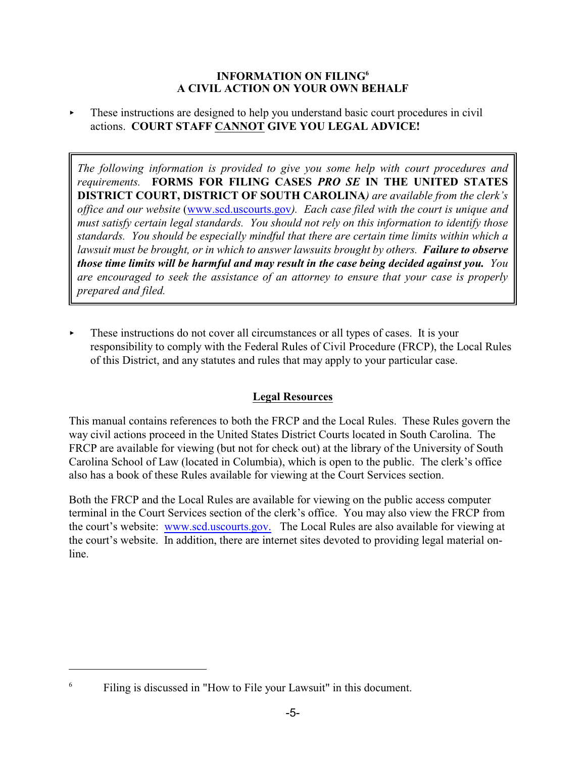## INFORMATION ON FILING[6] A CIVIL ACTION ON YOUR OWN BEHALF

- These instructions are designed to help you understand basic court procedures in civil actions. **COURT STAFF CANNOT GIVE YOU LEGAL ADVICE!**

> *The following information is provided to give you some help with court procedures and requirements.* **FORMS FOR FILING CASES *PRO SE* IN THE UNITED STATES DISTRICT COURT, DISTRICT OF SOUTH CAROLINA***) are available from the clerk's office and our website* (www.scd.uscourts.gov*). Each case filed with the court is unique and must satisfy certain legal standards. You should not rely on this information to identify those standards. You should be especially mindful that there are certain time limits within which a lawsuit must be brought, or in which to answer lawsuits brought by others.* ***Failure to observe those time limits will be harmful and may result in the case being decided against you.*** *You are encouraged to seek the assistance of an attorney to ensure that your case is properly prepared and filed.*

- These instructions do not cover all circumstances or all types of cases. It is your responsibility to comply with the Federal Rules of Civil Procedure (FRCP), the Local Rules of this District, and any statutes and rules that may apply to your particular case.

### Legal Resources

This manual contains references to both the FRCP and the Local Rules. These Rules govern the way civil actions proceed in the United States District Courts located in South Carolina. The FRCP are available for viewing (but not for check out) at the library of the University of South Carolina School of Law (located in Columbia), which is open to the public. The clerk's office also has a book of these Rules available for viewing at the Court Services section.

Both the FRCP and the Local Rules are available for viewing on the public access computer terminal in the Court Services section of the clerk's office. You may also view the FRCP from the court's website: www.scd.uscourts.gov. The Local Rules are also available for viewing at the court's website. In addition, there are internet sites devoted to providing legal material on-line.

---

[6] Filing is discussed in "How to File your Lawsuit" in this document.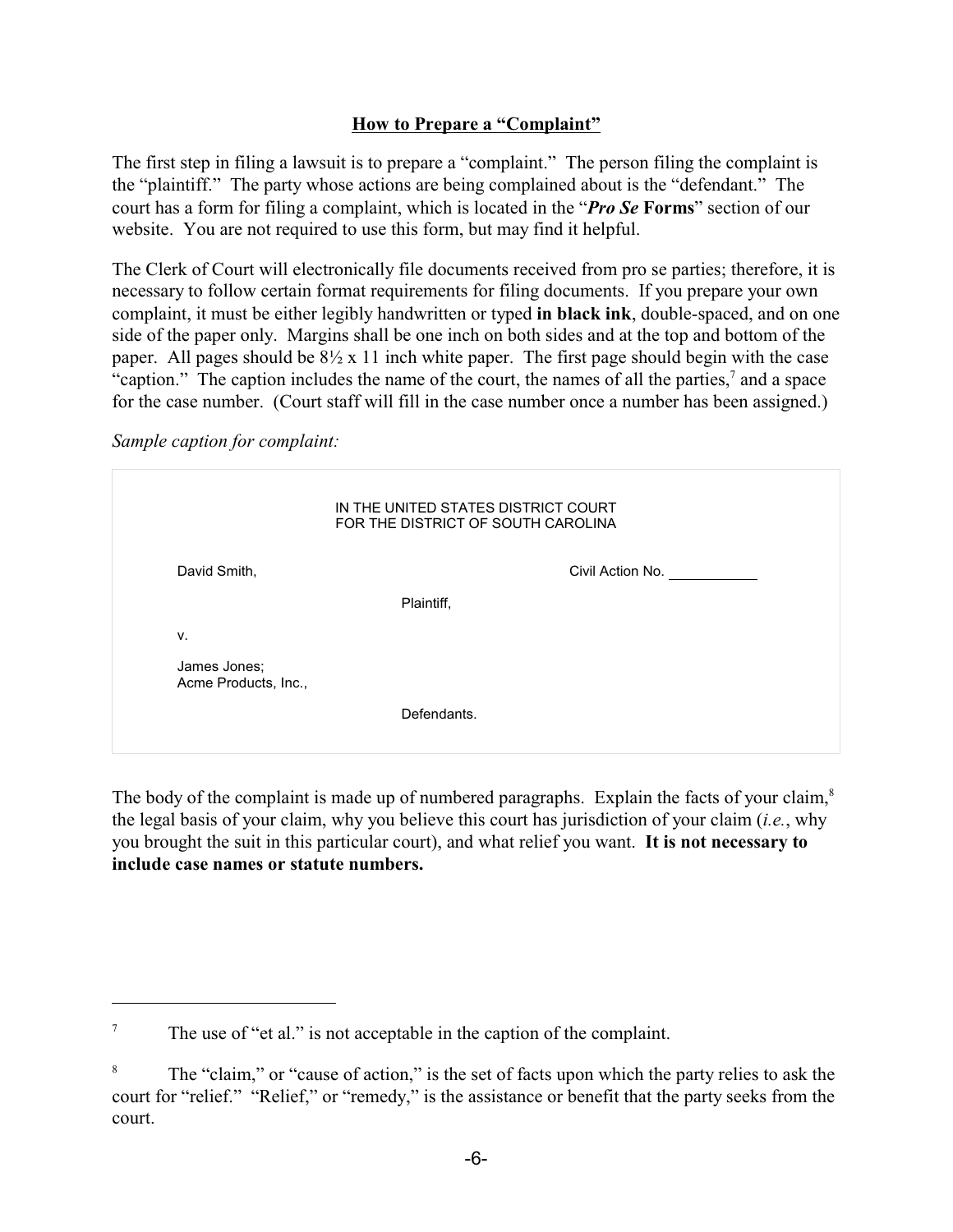## **How to Prepare a "Complaint"**

The first step in filing a lawsuit is to prepare a "complaint." The person filing the complaint is the "plaintiff." The party whose actions are being complained about is the "defendant." The court has a form for filing a complaint, which is located in the "***Pro Se* Forms**" section of our website. You are not required to use this form, but may find it helpful.

The Clerk of Court will electronically file documents received from pro se parties; therefore, it is necessary to follow certain format requirements for filing documents. If you prepare your own complaint, it must be either legibly handwritten or typed **in black ink**, double-spaced, and on one side of the paper only. Margins shall be one inch on both sides and at the top and bottom of the paper. All pages should be 8½ x 11 inch white paper. The first page should begin with the case "caption." The caption includes the name of the court, the names of all the parties,[7] and a space for the case number. (Court staff will fill in the case number once a number has been assigned.)

*Sample caption for complaint:*

```
                    IN THE UNITED STATES DISTRICT COURT
                    FOR THE DISTRICT OF SOUTH CAROLINA

David Smith,                                   Civil Action No. ___________

                    Plaintiff,

v.

James Jones;
Acme Products, Inc.,

                    Defendants.
```

The body of the complaint is made up of numbered paragraphs. Explain the facts of your claim,[8] the legal basis of your claim, why you believe this court has jurisdiction of your claim (*i.e.*, why you brought the suit in this particular court), and what relief you want. **It is not necessary to include case names or statute numbers.**

---

[7] The use of "et al." is not acceptable in the caption of the complaint.

[8] The "claim," or "cause of action," is the set of facts upon which the party relies to ask the court for "relief." "Relief," or "remedy," is the assistance or benefit that the party seeks from the court.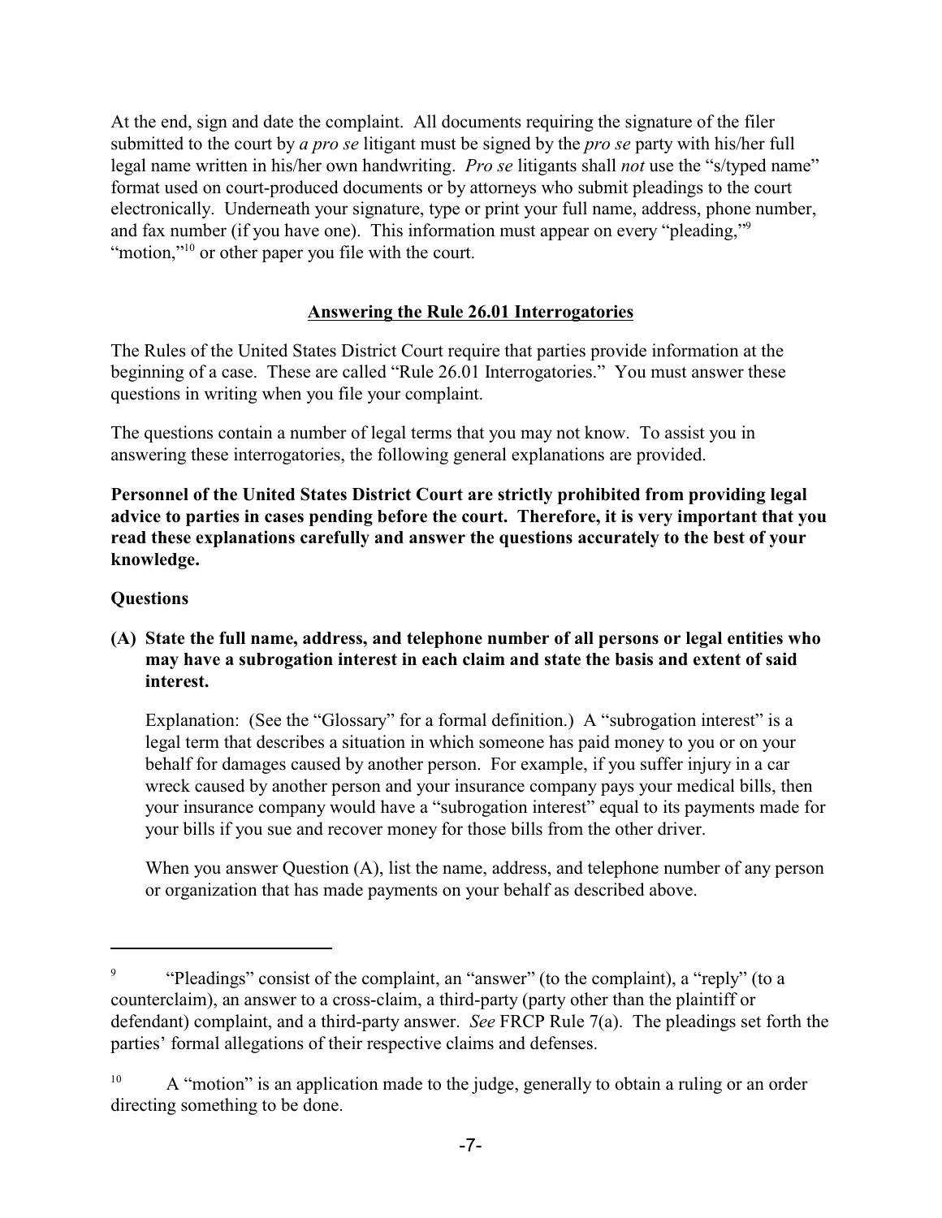At the end, sign and date the complaint. All documents requiring the signature of the filer submitted to the court by *a pro se* litigant must be signed by the *pro se* party with his/her full legal name written in his/her own handwriting. *Pro se* litigants shall *not* use the "s/typed name" format used on court-produced documents or by attorneys who submit pleadings to the court electronically. Underneath your signature, type or print your full name, address, phone number, and fax number (if you have one). This information must appear on every "pleading,"[9] "motion,"[10] or other paper you file with the court.

## Answering the Rule 26.01 Interrogatories

The Rules of the United States District Court require that parties provide information at the beginning of a case. These are called "Rule 26.01 Interrogatories." You must answer these questions in writing when you file your complaint.

The questions contain a number of legal terms that you may not know. To assist you in answering these interrogatories, the following general explanations are provided.

**Personnel of the United States District Court are strictly prohibited from providing legal advice to parties in cases pending before the court. Therefore, it is very important that you read these explanations carefully and answer the questions accurately to the best of your knowledge.**

### Questions

**(A) State the full name, address, and telephone number of all persons or legal entities who may have a subrogation interest in each claim and state the basis and extent of said interest.**

Explanation: (See the "Glossary" for a formal definition.) A "subrogation interest" is a legal term that describes a situation in which someone has paid money to you or on your behalf for damages caused by another person. For example, if you suffer injury in a car wreck caused by another person and your insurance company pays your medical bills, then your insurance company would have a "subrogation interest" equal to its payments made for your bills if you sue and recover money for those bills from the other driver.

When you answer Question (A), list the name, address, and telephone number of any person or organization that has made payments on your behalf as described above.

---

[9] "Pleadings" consist of the complaint, an "answer" (to the complaint), a "reply" (to a counterclaim), an answer to a cross-claim, a third-party (party other than the plaintiff or defendant) complaint, and a third-party answer. *See* FRCP Rule 7(a). The pleadings set forth the parties' formal allegations of their respective claims and defenses.

[10] A "motion" is an application made to the judge, generally to obtain a ruling or an order directing something to be done.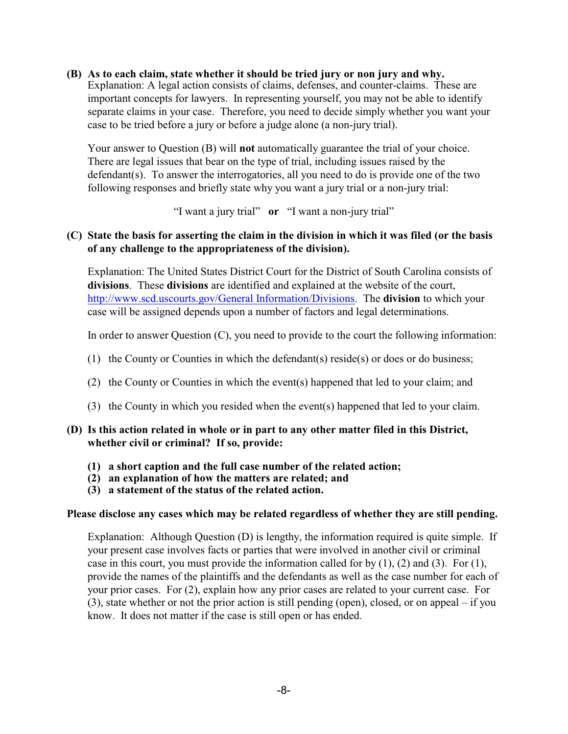**(B) As to each claim, state whether it should be tried jury or non jury and why.**

Explanation: A legal action consists of claims, defenses, and counter-claims. These are important concepts for lawyers. In representing yourself, you may not be able to identify separate claims in your case. Therefore, you need to decide simply whether you want your case to be tried before a jury or before a judge alone (a non-jury trial).

Your answer to Question (B) will **not** automatically guarantee the trial of your choice. There are legal issues that bear on the type of trial, including issues raised by the defendant(s). To answer the interrogatories, all you need to do is provide one of the two following responses and briefly state why you want a jury trial or a non-jury trial:

"I want a jury trial" **or** "I want a non-jury trial"

**(C) State the basis for asserting the claim in the division in which it was filed (or the basis of any challenge to the appropriateness of the division).**

Explanation: The United States District Court for the District of South Carolina consists of **divisions**. These **divisions** are identified and explained at the website of the court, [http://www.scd.uscourts.gov/General Information/Divisions](http://www.scd.uscourts.gov/General Information/Divisions). The **division** to which your case will be assigned depends upon a number of factors and legal determinations.

In order to answer Question (C), you need to provide to the court the following information:

(1) the County or Counties in which the defendant(s) reside(s) or does or do business;

(2) the County or Counties in which the event(s) happened that led to your claim; and

(3) the County in which you resided when the event(s) happened that led to your claim.

**(D) Is this action related in whole or in part to any other matter filed in this District, whether civil or criminal? If so, provide:**

**(1) a short caption and the full case number of the related action;**
**(2) an explanation of how the matters are related; and**
**(3) a statement of the status of the related action.**

**Please disclose any cases which may be related regardless of whether they are still pending.**

Explanation: Although Question (D) is lengthy, the information required is quite simple. If your present case involves facts or parties that were involved in another civil or criminal case in this court, you must provide the information called for by (1), (2) and (3). For (1), provide the names of the plaintiffs and the defendants as well as the case number for each of your prior cases. For (2), explain how any prior cases are related to your current case. For (3), state whether or not the prior action is still pending (open), closed, or on appeal – if you know. It does not matter if the case is still open or has ended.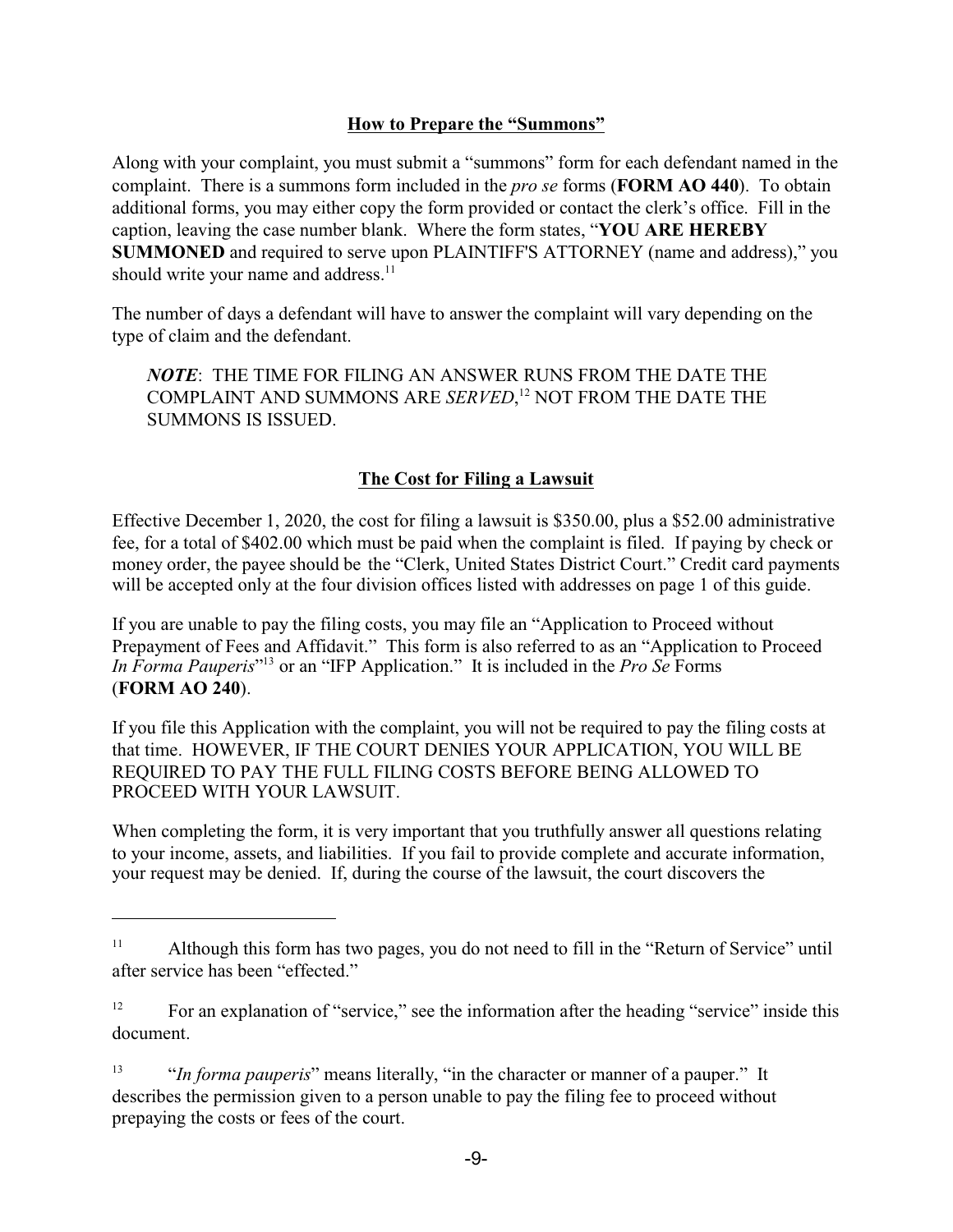## How to Prepare the "Summons"

Along with your complaint, you must submit a "summons" form for each defendant named in the complaint. There is a summons form included in the *pro se* forms (**FORM AO 440**). To obtain additional forms, you may either copy the form provided or contact the clerk's office. Fill in the caption, leaving the case number blank. Where the form states, "**YOU ARE HEREBY SUMMONED** and required to serve upon PLAINTIFF'S ATTORNEY (name and address)," you should write your name and address.[11]

The number of days a defendant will have to answer the complaint will vary depending on the type of claim and the defendant.

> ***NOTE***: THE TIME FOR FILING AN ANSWER RUNS FROM THE DATE THE COMPLAINT AND SUMMONS ARE *SERVED*,[12] NOT FROM THE DATE THE SUMMONS IS ISSUED.

## The Cost for Filing a Lawsuit

Effective December 1, 2020, the cost for filing a lawsuit is $350.00, plus a $52.00 administrative fee, for a total of $402.00 which must be paid when the complaint is filed. If paying by check or money order, the payee should be the "Clerk, United States District Court." Credit card payments will be accepted only at the four division offices listed with addresses on page 1 of this guide.

If you are unable to pay the filing costs, you may file an "Application to Proceed without Prepayment of Fees and Affidavit." This form is also referred to as an "Application to Proceed *In Forma Pauperis*"[13] or an "IFP Application." It is included in the *Pro Se* Forms (**FORM AO 240**).

If you file this Application with the complaint, you will not be required to pay the filing costs at that time. HOWEVER, IF THE COURT DENIES YOUR APPLICATION, YOU WILL BE REQUIRED TO PAY THE FULL FILING COSTS BEFORE BEING ALLOWED TO PROCEED WITH YOUR LAWSUIT.

When completing the form, it is very important that you truthfully answer all questions relating to your income, assets, and liabilities. If you fail to provide complete and accurate information, your request may be denied. If, during the course of the lawsuit, the court discovers the

---

[11] Although this form has two pages, you do not need to fill in the "Return of Service" until after service has been "effected."

[12] For an explanation of "service," see the information after the heading "service" inside this document.

[13] "*In forma pauperis*" means literally, "in the character or manner of a pauper." It describes the permission given to a person unable to pay the filing fee to proceed without prepaying the costs or fees of the court.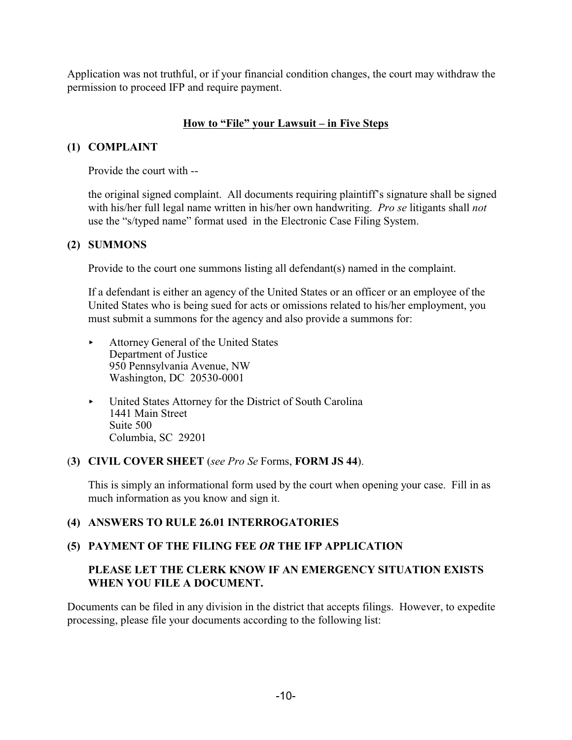Application was not truthful, or if your financial condition changes, the court may withdraw the permission to proceed IFP and require payment.

## How to "File" your Lawsuit – in Five Steps

**(1) COMPLAINT**

Provide the court with --

the original signed complaint. All documents requiring plaintiff's signature shall be signed with his/her full legal name written in his/her own handwriting. *Pro se* litigants shall *not* use the "s/typed name" format used in the Electronic Case Filing System.

**(2) SUMMONS**

Provide to the court one summons listing all defendant(s) named in the complaint.

If a defendant is either an agency of the United States or an officer or an employee of the United States who is being sued for acts or omissions related to his/her employment, you must submit a summons for the agency and also provide a summons for:

- Attorney General of the United States
  Department of Justice
  950 Pennsylvania Avenue, NW
  Washington, DC 20530-0001

- United States Attorney for the District of South Carolina
  1441 Main Street
  Suite 500
  Columbia, SC 29201

(**3) CIVIL COVER SHEET** (*see Pro Se* Forms, **FORM JS 44**).

This is simply an informational form used by the court when opening your case. Fill in as much information as you know and sign it.

**(4) ANSWERS TO RULE 26.01 INTERROGATORIES**

**(5) PAYMENT OF THE FILING FEE *OR* THE IFP APPLICATION**

**PLEASE LET THE CLERK KNOW IF AN EMERGENCY SITUATION EXISTS WHEN YOU FILE A DOCUMENT.**

Documents can be filed in any division in the district that accepts filings. However, to expedite processing, please file your documents according to the following list: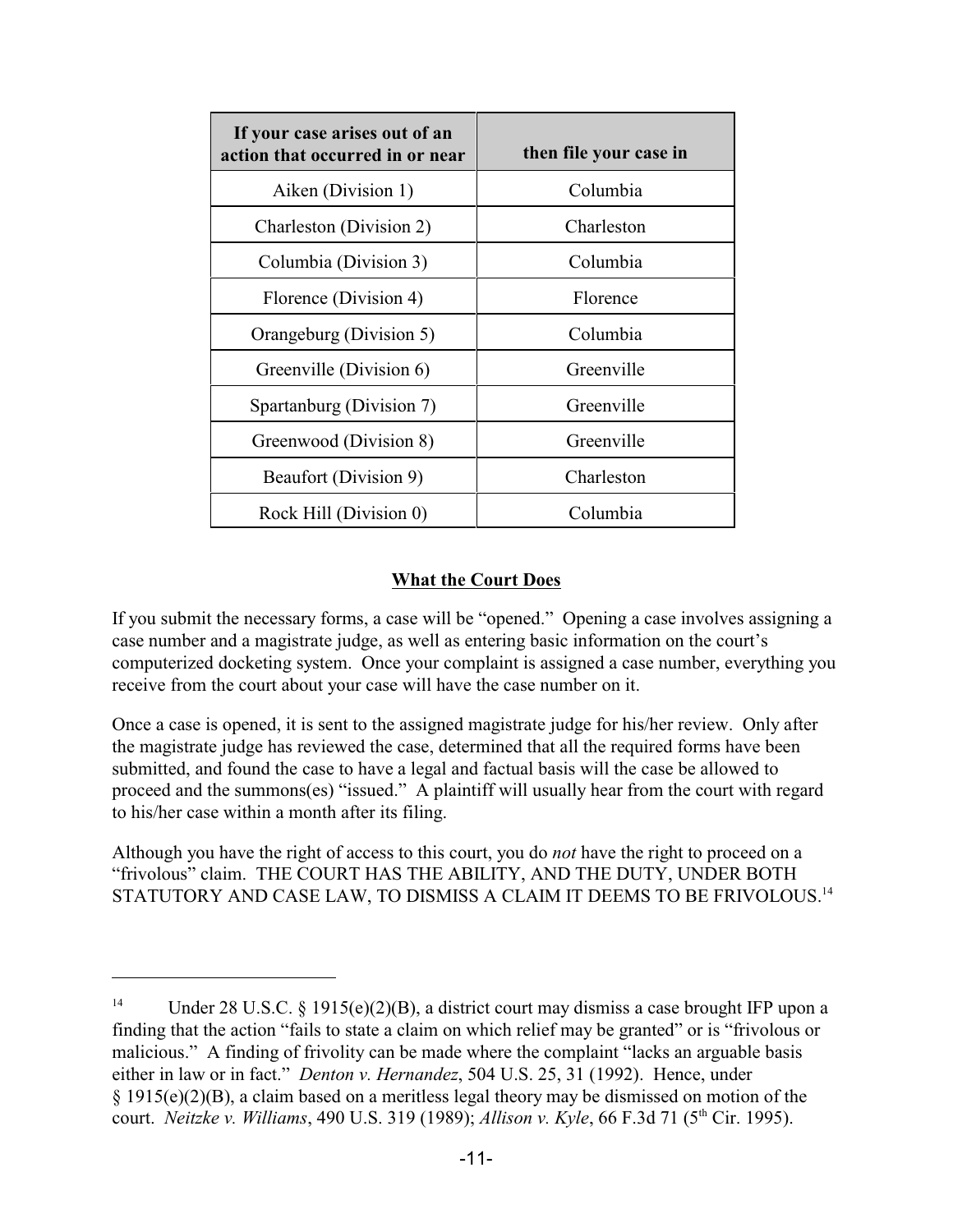| If your case arises out of an action that occurred in or near | then file your case in |
|---|---|
| Aiken (Division 1) | Columbia |
| Charleston (Division 2) | Charleston |
| Columbia (Division 3) | Columbia |
| Florence (Division 4) | Florence |
| Orangeburg (Division 5) | Columbia |
| Greenville (Division 6) | Greenville |
| Spartanburg (Division 7) | Greenville |
| Greenwood (Division 8) | Greenville |
| Beaufort (Division 9) | Charleston |
| Rock Hill (Division 0) | Columbia |

## What the Court Does

If you submit the necessary forms, a case will be "opened." Opening a case involves assigning a case number and a magistrate judge, as well as entering basic information on the court's computerized docketing system. Once your complaint is assigned a case number, everything you receive from the court about your case will have the case number on it.

Once a case is opened, it is sent to the assigned magistrate judge for his/her review. Only after the magistrate judge has reviewed the case, determined that all the required forms have been submitted, and found the case to have a legal and factual basis will the case be allowed to proceed and the summons(es) "issued." A plaintiff will usually hear from the court with regard to his/her case within a month after its filing.

Although you have the right of access to this court, you do *not* have the right to proceed on a "frivolous" claim. THE COURT HAS THE ABILITY, AND THE DUTY, UNDER BOTH STATUTORY AND CASE LAW, TO DISMISS A CLAIM IT DEEMS TO BE FRIVOLOUS.[14]

---

[14] Under 28 U.S.C. § 1915(e)(2)(B), a district court may dismiss a case brought IFP upon a finding that the action "fails to state a claim on which relief may be granted" or is "frivolous or malicious." A finding of frivolity can be made where the complaint "lacks an arguable basis either in law or in fact." *Denton v. Hernandez*, 504 U.S. 25, 31 (1992). Hence, under § 1915(e)(2)(B), a claim based on a meritless legal theory may be dismissed on motion of the court. *Neitzke v. Williams*, 490 U.S. 319 (1989); *Allison v. Kyle*, 66 F.3d 71 (5th Cir. 1995).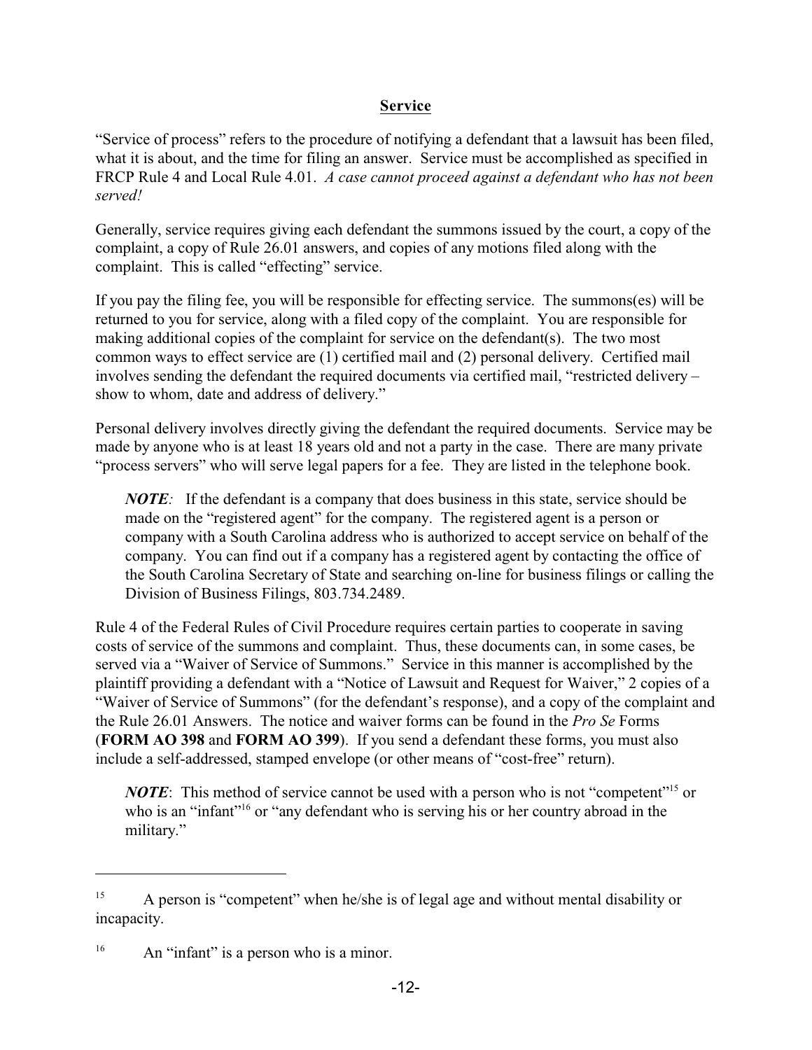## Service

"Service of process" refers to the procedure of notifying a defendant that a lawsuit has been filed, what it is about, and the time for filing an answer. Service must be accomplished as specified in FRCP Rule 4 and Local Rule 4.01. *A case cannot proceed against a defendant who has not been served!*

Generally, service requires giving each defendant the summons issued by the court, a copy of the complaint, a copy of Rule 26.01 answers, and copies of any motions filed along with the complaint. This is called "effecting" service.

If you pay the filing fee, you will be responsible for effecting service. The summons(es) will be returned to you for service, along with a filed copy of the complaint. You are responsible for making additional copies of the complaint for service on the defendant(s). The two most common ways to effect service are (1) certified mail and (2) personal delivery. Certified mail involves sending the defendant the required documents via certified mail, "restricted delivery – show to whom, date and address of delivery."

Personal delivery involves directly giving the defendant the required documents. Service may be made by anyone who is at least 18 years old and not a party in the case. There are many private "process servers" who will serve legal papers for a fee. They are listed in the telephone book.

> ***NOTE****:* If the defendant is a company that does business in this state, service should be made on the "registered agent" for the company. The registered agent is a person or company with a South Carolina address who is authorized to accept service on behalf of the company. You can find out if a company has a registered agent by contacting the office of the South Carolina Secretary of State and searching on-line for business filings or calling the Division of Business Filings, 803.734.2489.

Rule 4 of the Federal Rules of Civil Procedure requires certain parties to cooperate in saving costs of service of the summons and complaint. Thus, these documents can, in some cases, be served via a "Waiver of Service of Summons." Service in this manner is accomplished by the plaintiff providing a defendant with a "Notice of Lawsuit and Request for Waiver," 2 copies of a "Waiver of Service of Summons" (for the defendant's response), and a copy of the complaint and the Rule 26.01 Answers. The notice and waiver forms can be found in the *Pro Se* Forms (**FORM AO 398** and **FORM AO 399**). If you send a defendant these forms, you must also include a self-addressed, stamped envelope (or other means of "cost-free" return).

> ***NOTE***: This method of service cannot be used with a person who is not "competent"[15] or who is an "infant"[16] or "any defendant who is serving his or her country abroad in the military."

---

[15] A person is "competent" when he/she is of legal age and without mental disability or incapacity.

[16] An "infant" is a person who is a minor.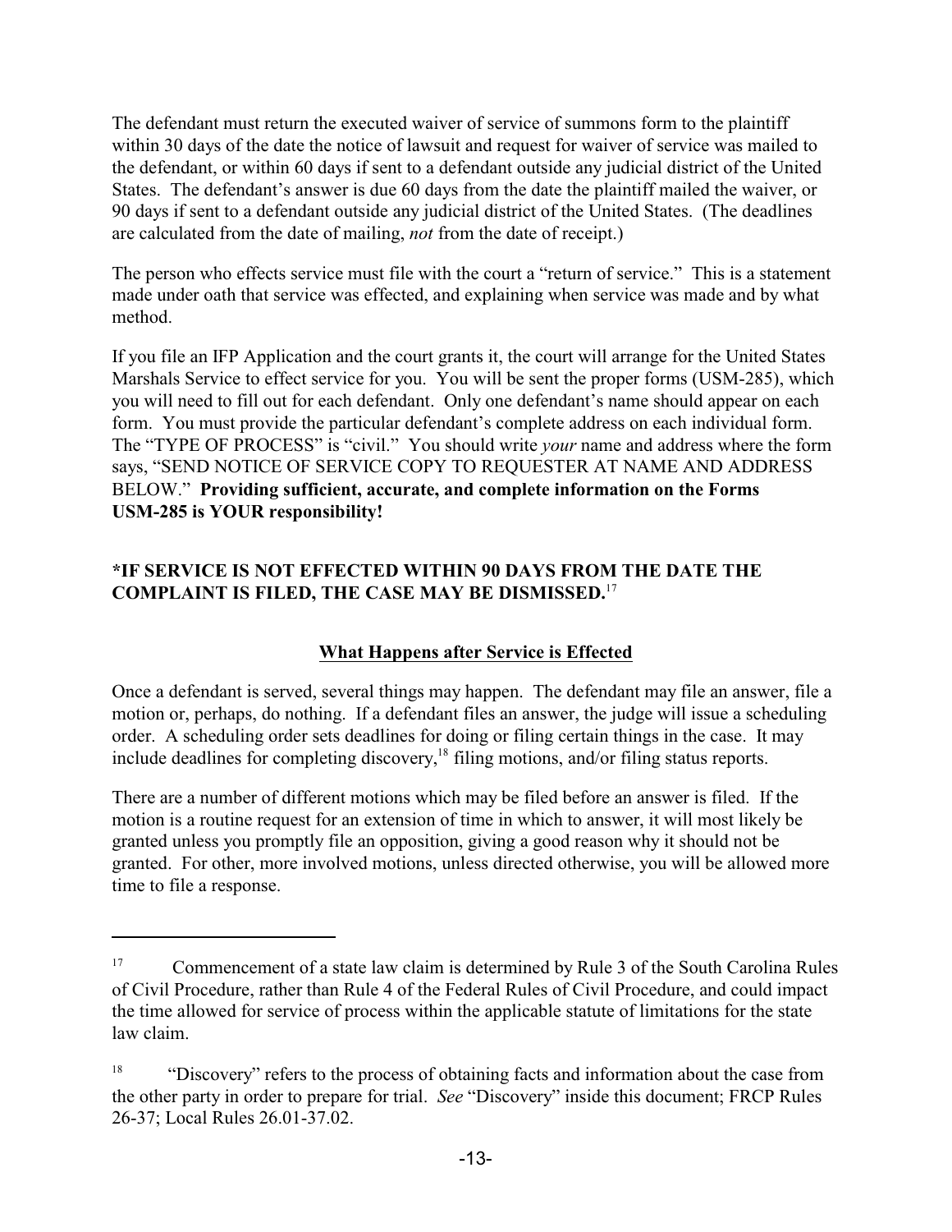The defendant must return the executed waiver of service of summons form to the plaintiff within 30 days of the date the notice of lawsuit and request for waiver of service was mailed to the defendant, or within 60 days if sent to a defendant outside any judicial district of the United States. The defendant's answer is due 60 days from the date the plaintiff mailed the waiver, or 90 days if sent to a defendant outside any judicial district of the United States. (The deadlines are calculated from the date of mailing, *not* from the date of receipt.)

The person who effects service must file with the court a "return of service." This is a statement made under oath that service was effected, and explaining when service was made and by what method.

If you file an IFP Application and the court grants it, the court will arrange for the United States Marshals Service to effect service for you. You will be sent the proper forms (USM-285), which you will need to fill out for each defendant. Only one defendant's name should appear on each form. You must provide the particular defendant's complete address on each individual form. The "TYPE OF PROCESS" is "civil." You should write *your* name and address where the form says, "SEND NOTICE OF SERVICE COPY TO REQUESTER AT NAME AND ADDRESS BELOW." **Providing sufficient, accurate, and complete information on the Forms USM-285 is YOUR responsibility!**

**\*IF SERVICE IS NOT EFFECTED WITHIN 90 DAYS FROM THE DATE THE COMPLAINT IS FILED, THE CASE MAY BE DISMISSED.**[17]

## What Happens after Service is Effected

Once a defendant is served, several things may happen. The defendant may file an answer, file a motion or, perhaps, do nothing. If a defendant files an answer, the judge will issue a scheduling order. A scheduling order sets deadlines for doing or filing certain things in the case. It may include deadlines for completing discovery,[18] filing motions, and/or filing status reports.

There are a number of different motions which may be filed before an answer is filed. If the motion is a routine request for an extension of time in which to answer, it will most likely be granted unless you promptly file an opposition, giving a good reason why it should not be granted. For other, more involved motions, unless directed otherwise, you will be allowed more time to file a response.

---

[17] Commencement of a state law claim is determined by Rule 3 of the South Carolina Rules of Civil Procedure, rather than Rule 4 of the Federal Rules of Civil Procedure, and could impact the time allowed for service of process within the applicable statute of limitations for the state law claim.

[18] "Discovery" refers to the process of obtaining facts and information about the case from the other party in order to prepare for trial. *See* "Discovery" inside this document; FRCP Rules 26-37; Local Rules 26.01-37.02.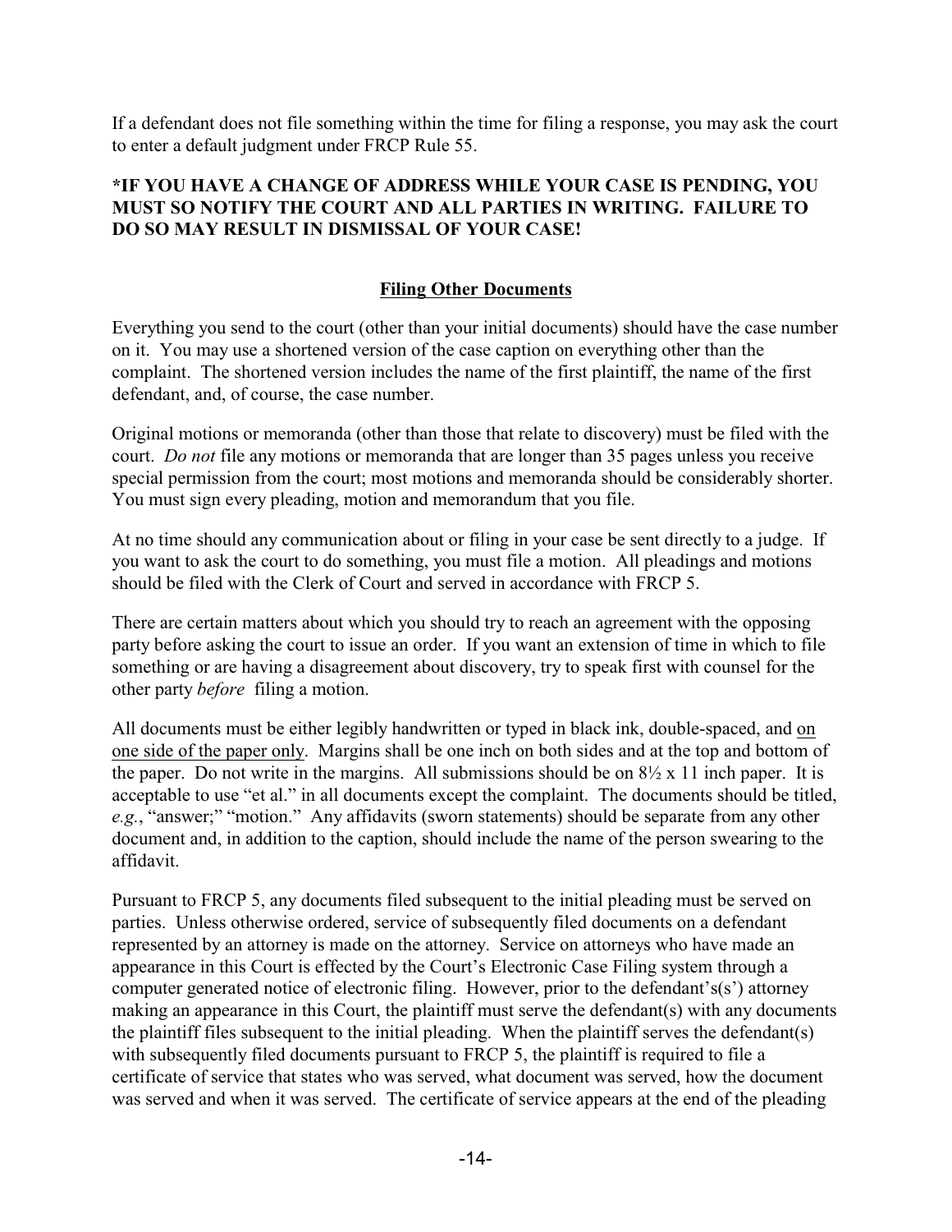If a defendant does not file something within the time for filing a response, you may ask the court to enter a default judgment under FRCP Rule 55.

**\*IF YOU HAVE A CHANGE OF ADDRESS WHILE YOUR CASE IS PENDING, YOU MUST SO NOTIFY THE COURT AND ALL PARTIES IN WRITING. FAILURE TO DO SO MAY RESULT IN DISMISSAL OF YOUR CASE!**

## Filing Other Documents

Everything you send to the court (other than your initial documents) should have the case number on it. You may use a shortened version of the case caption on everything other than the complaint. The shortened version includes the name of the first plaintiff, the name of the first defendant, and, of course, the case number.

Original motions or memoranda (other than those that relate to discovery) must be filed with the court. *Do not* file any motions or memoranda that are longer than 35 pages unless you receive special permission from the court; most motions and memoranda should be considerably shorter. You must sign every pleading, motion and memorandum that you file.

At no time should any communication about or filing in your case be sent directly to a judge. If you want to ask the court to do something, you must file a motion. All pleadings and motions should be filed with the Clerk of Court and served in accordance with FRCP 5.

There are certain matters about which you should try to reach an agreement with the opposing party before asking the court to issue an order. If you want an extension of time in which to file something or are having a disagreement about discovery, try to speak first with counsel for the other party *before* filing a motion.

All documents must be either legibly handwritten or typed in black ink, double-spaced, and <u>on one side of the paper only</u>. Margins shall be one inch on both sides and at the top and bottom of the paper. Do not write in the margins. All submissions should be on 8½ x 11 inch paper. It is acceptable to use "et al." in all documents except the complaint. The documents should be titled, *e.g.*, "answer;" "motion." Any affidavits (sworn statements) should be separate from any other document and, in addition to the caption, should include the name of the person swearing to the affidavit.

Pursuant to FRCP 5, any documents filed subsequent to the initial pleading must be served on parties. Unless otherwise ordered, service of subsequently filed documents on a defendant represented by an attorney is made on the attorney. Service on attorneys who have made an appearance in this Court is effected by the Court's Electronic Case Filing system through a computer generated notice of electronic filing. However, prior to the defendant's(s') attorney making an appearance in this Court, the plaintiff must serve the defendant(s) with any documents the plaintiff files subsequent to the initial pleading. When the plaintiff serves the defendant(s) with subsequently filed documents pursuant to FRCP 5, the plaintiff is required to file a certificate of service that states who was served, what document was served, how the document was served and when it was served. The certificate of service appears at the end of the pleading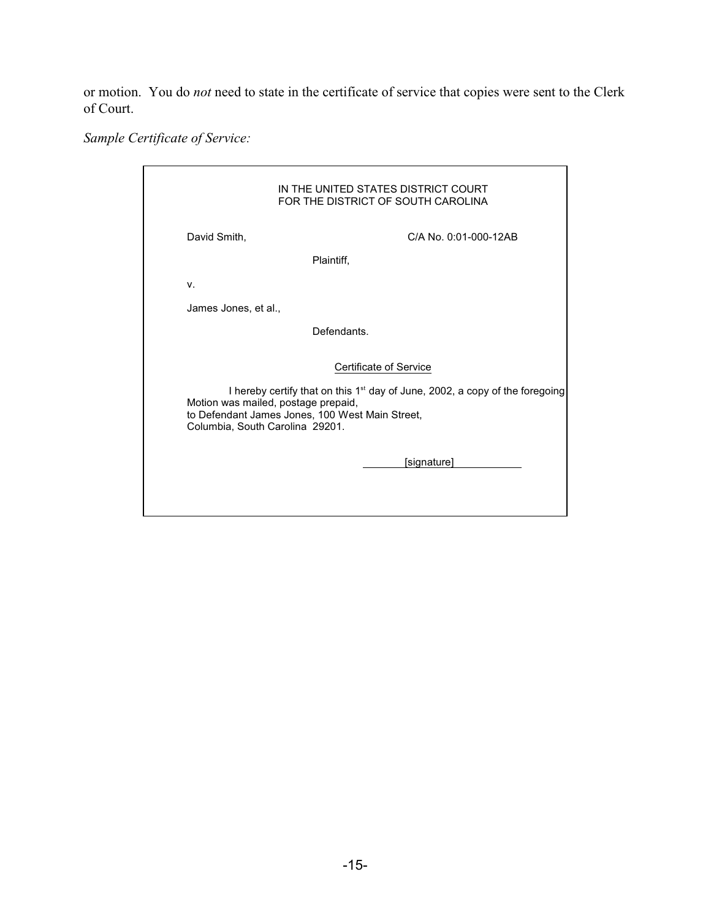or motion. You do *not* need to state in the certificate of service that copies were sent to the Clerk of Court.

*Sample Certificate of Service:*

> IN THE UNITED STATES DISTRICT COURT
> FOR THE DISTRICT OF SOUTH CAROLINA
>
> David Smith, C/A No. 0:01-000-12AB
>
> Plaintiff,
>
> v.
>
> James Jones, et al.,
>
> Defendants.
>
> Certificate of Service
>
> I hereby certify that on this 1st day of June, 2002, a copy of the foregoing Motion was mailed, postage prepaid,
> to Defendant James Jones, 100 West Main Street,
> Columbia, South Carolina 29201.
>
> [signature]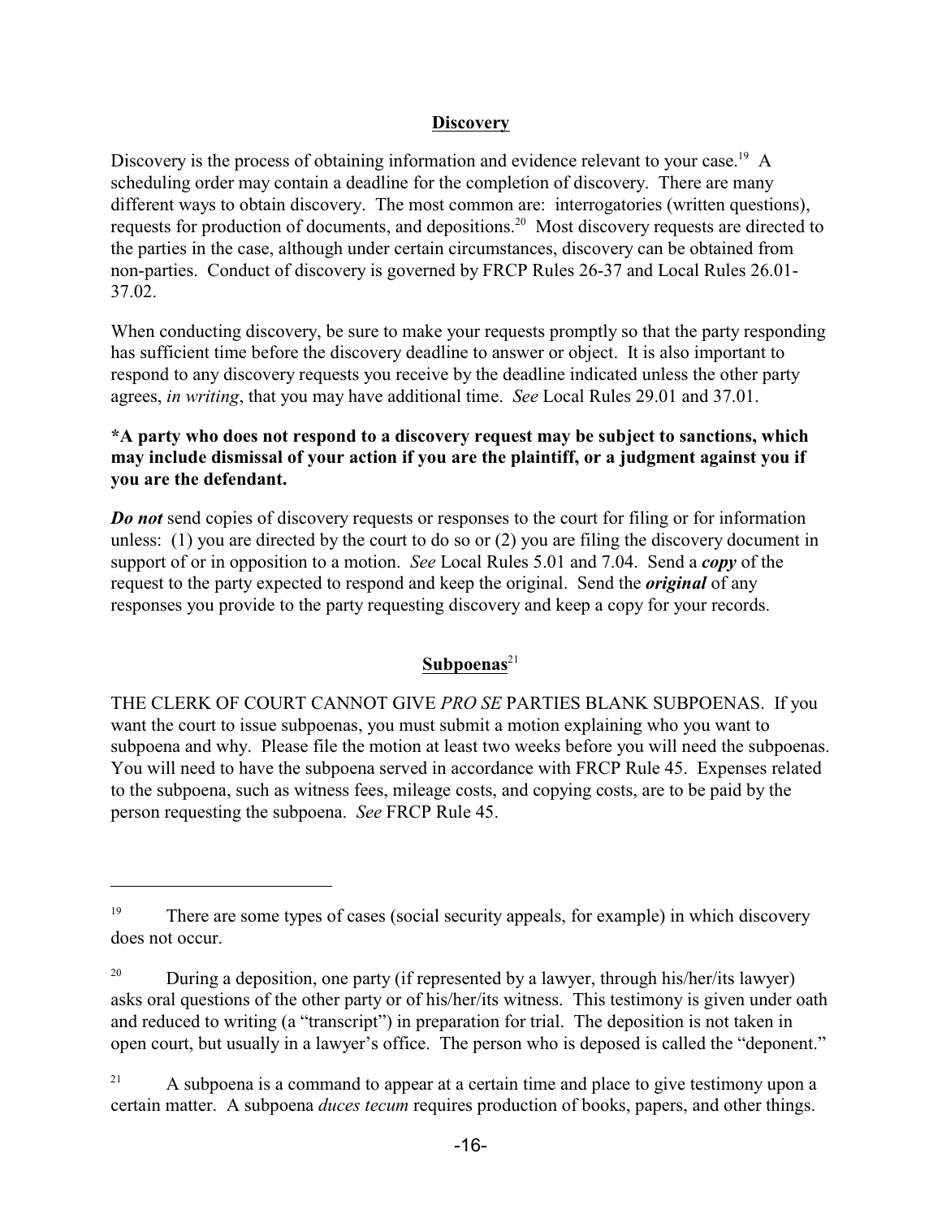## Discovery

Discovery is the process of obtaining information and evidence relevant to your case.[19] A scheduling order may contain a deadline for the completion of discovery. There are many different ways to obtain discovery. The most common are: interrogatories (written questions), requests for production of documents, and depositions.[20] Most discovery requests are directed to the parties in the case, although under certain circumstances, discovery can be obtained from non-parties. Conduct of discovery is governed by FRCP Rules 26-37 and Local Rules 26.01-37.02.

When conducting discovery, be sure to make your requests promptly so that the party responding has sufficient time before the discovery deadline to answer or object. It is also important to respond to any discovery requests you receive by the deadline indicated unless the other party agrees, *in writing*, that you may have additional time. *See* Local Rules 29.01 and 37.01.

**\*A party who does not respond to a discovery request may be subject to sanctions, which may include dismissal of your action if you are the plaintiff, or a judgment against you if you are the defendant.**

***Do not*** send copies of discovery requests or responses to the court for filing or for information unless: (1) you are directed by the court to do so or (2) you are filing the discovery document in support of or in opposition to a motion. *See* Local Rules 5.01 and 7.04. Send a ***copy*** of the request to the party expected to respond and keep the original. Send the ***original*** of any responses you provide to the party requesting discovery and keep a copy for your records.

## Subpoenas[21]

THE CLERK OF COURT CANNOT GIVE *PRO SE* PARTIES BLANK SUBPOENAS. If you want the court to issue subpoenas, you must submit a motion explaining who you want to subpoena and why. Please file the motion at least two weeks before you will need the subpoenas. You will need to have the subpoena served in accordance with FRCP Rule 45. Expenses related to the subpoena, such as witness fees, mileage costs, and copying costs, are to be paid by the person requesting the subpoena. *See* FRCP Rule 45.

---

[19] There are some types of cases (social security appeals, for example) in which discovery does not occur.

[20] During a deposition, one party (if represented by a lawyer, through his/her/its lawyer) asks oral questions of the other party or of his/her/its witness. This testimony is given under oath and reduced to writing (a "transcript") in preparation for trial. The deposition is not taken in open court, but usually in a lawyer's office. The person who is deposed is called the "deponent."

[21] A subpoena is a command to appear at a certain time and place to give testimony upon a certain matter. A subpoena *duces tecum* requires production of books, papers, and other things.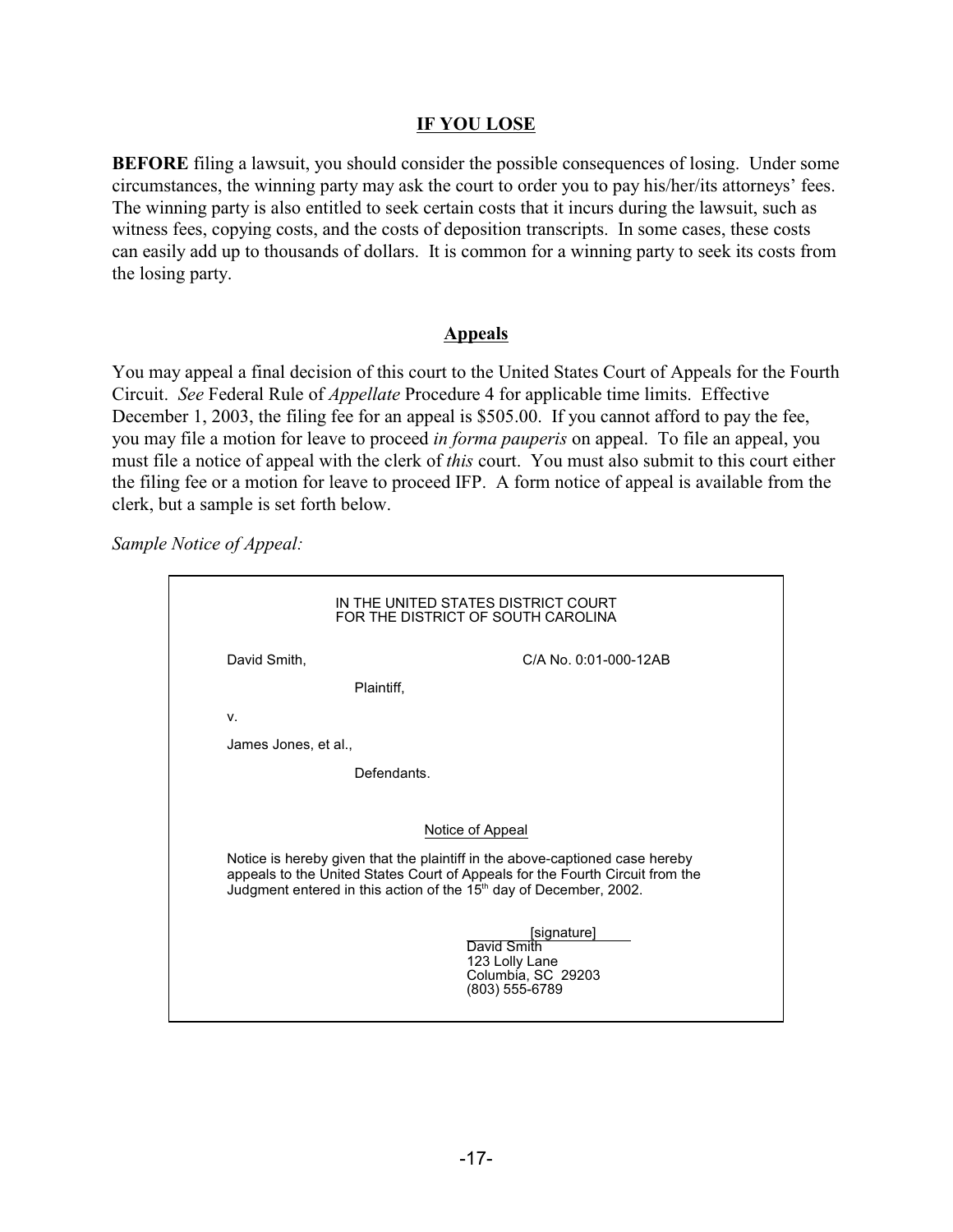## IF YOU LOSE

**BEFORE** filing a lawsuit, you should consider the possible consequences of losing. Under some circumstances, the winning party may ask the court to order you to pay his/her/its attorneys' fees. The winning party is also entitled to seek certain costs that it incurs during the lawsuit, such as witness fees, copying costs, and the costs of deposition transcripts. In some cases, these costs can easily add up to thousands of dollars. It is common for a winning party to seek its costs from the losing party.

## Appeals

You may appeal a final decision of this court to the United States Court of Appeals for the Fourth Circuit. *See* Federal Rule of *Appellate* Procedure 4 for applicable time limits. Effective December 1, 2003, the filing fee for an appeal is $505.00. If you cannot afford to pay the fee, you may file a motion for leave to proceed *in forma pauperis* on appeal. To file an appeal, you must file a notice of appeal with the clerk of *this* court. You must also submit to this court either the filing fee or a motion for leave to proceed IFP. A form notice of appeal is available from the clerk, but a sample is set forth below.

*Sample Notice of Appeal:*

---

IN THE UNITED STATES DISTRICT COURT
FOR THE DISTRICT OF SOUTH CAROLINA

David Smith, C/A No. 0:01-000-12AB

Plaintiff,

v.

James Jones, et al.,

Defendants.

Notice of Appeal

Notice is hereby given that the plaintiff in the above-captioned case hereby appeals to the United States Court of Appeals for the Fourth Circuit from the Judgment entered in this action of the 15th day of December, 2002.

[signature]
David Smith
123 Lolly Lane
Columbia, SC 29203
(803) 555-6789

---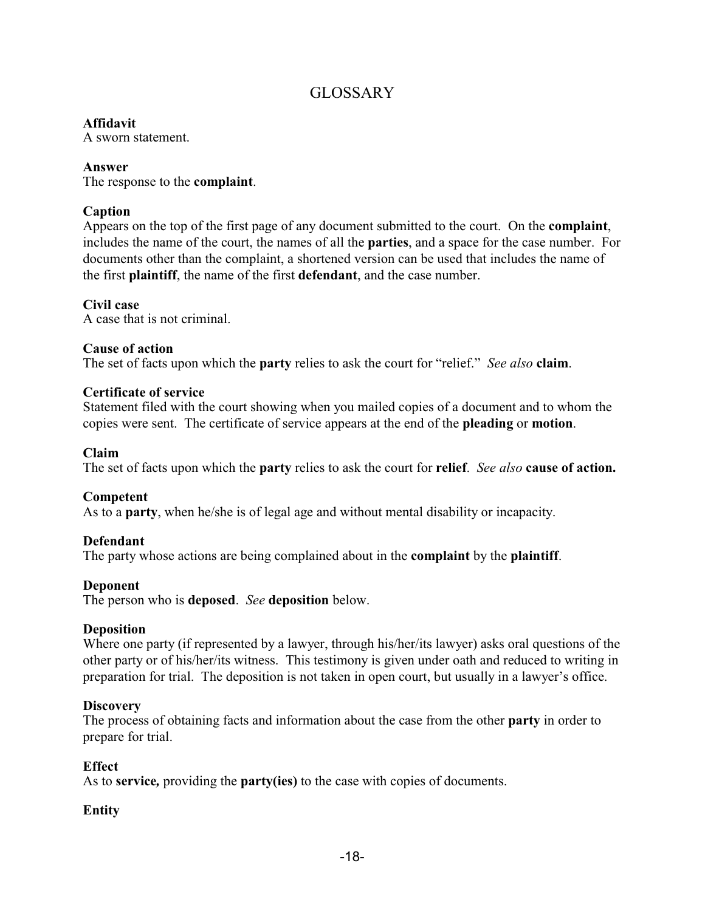# GLOSSARY

**Affidavit**
A sworn statement.

**Answer**
The response to the **complaint**.

**Caption**
Appears on the top of the first page of any document submitted to the court. On the **complaint**, includes the name of the court, the names of all the **parties**, and a space for the case number. For documents other than the complaint, a shortened version can be used that includes the name of the first **plaintiff**, the name of the first **defendant**, and the case number.

**Civil case**
A case that is not criminal.

**Cause of action**
The set of facts upon which the **party** relies to ask the court for "relief." *See also* **claim**.

**Certificate of service**
Statement filed with the court showing when you mailed copies of a document and to whom the copies were sent. The certificate of service appears at the end of the **pleading** or **motion**.

**Claim**
The set of facts upon which the **party** relies to ask the court for **relief**. *See also* **cause of action.**

**Competent**
As to a **party**, when he/she is of legal age and without mental disability or incapacity.

**Defendant**
The party whose actions are being complained about in the **complaint** by the **plaintiff**.

**Deponent**
The person who is **deposed**. *See* **deposition** below.

**Deposition**
Where one party (if represented by a lawyer, through his/her/its lawyer) asks oral questions of the other party or of his/her/its witness. This testimony is given under oath and reduced to writing in preparation for trial. The deposition is not taken in open court, but usually in a lawyer's office.

**Discovery**
The process of obtaining facts and information about the case from the other **party** in order to prepare for trial.

**Effect**
As to **service***,* providing the **party(ies)** to the case with copies of documents.

**Entity**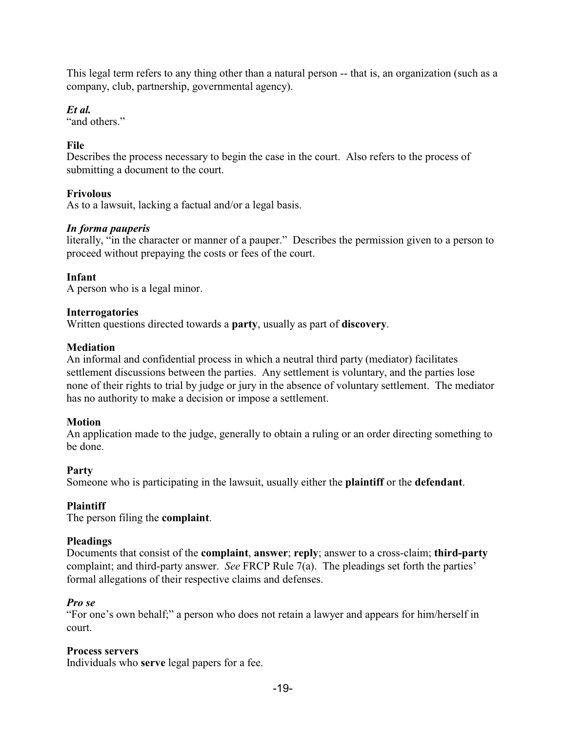This legal term refers to any thing other than a natural person -- that is, an organization (such as a company, club, partnership, governmental agency).

***Et al.***
"and others."

**File**
Describes the process necessary to begin the case in the court. Also refers to the process of submitting a document to the court.

**Frivolous**
As to a lawsuit, lacking a factual and/or a legal basis.

***In forma pauperis***
literally, "in the character or manner of a pauper." Describes the permission given to a person to proceed without prepaying the costs or fees of the court.

**Infant**
A person who is a legal minor.

**Interrogatories**
Written questions directed towards a **party**, usually as part of **discovery**.

**Mediation**
An informal and confidential process in which a neutral third party (mediator) facilitates settlement discussions between the parties. Any settlement is voluntary, and the parties lose none of their rights to trial by judge or jury in the absence of voluntary settlement. The mediator has no authority to make a decision or impose a settlement.

**Motion**
An application made to the judge, generally to obtain a ruling or an order directing something to be done.

**Party**
Someone who is participating in the lawsuit, usually either the **plaintiff** or the **defendant**.

**Plaintiff**
The person filing the **complaint**.

**Pleadings**
Documents that consist of the **complaint**, **answer**; **reply**; answer to a cross-claim; **third-party** complaint; and third-party answer. *See* FRCP Rule 7(a). The pleadings set forth the parties' formal allegations of their respective claims and defenses.

***Pro se***
"For one's own behalf;" a person who does not retain a lawyer and appears for him/herself in court.

**Process servers**
Individuals who **serve** legal papers for a fee.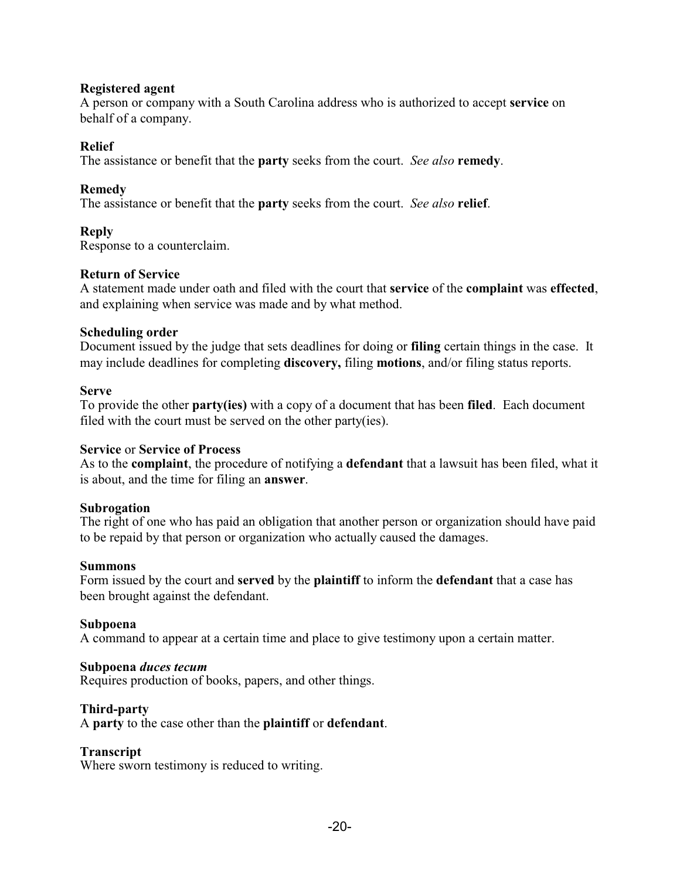**Registered agent**
A person or company with a South Carolina address who is authorized to accept **service** on behalf of a company.

**Relief**
The assistance or benefit that the **party** seeks from the court. *See also* **remedy**.

**Remedy**
The assistance or benefit that the **party** seeks from the court. *See also* **relief**.

**Reply**
Response to a counterclaim.

**Return of Service**
A statement made under oath and filed with the court that **service** of the **complaint** was **effected**, and explaining when service was made and by what method.

**Scheduling order**
Document issued by the judge that sets deadlines for doing or **filing** certain things in the case. It may include deadlines for completing **discovery,** filing **motions**, and/or filing status reports.

**Serve**
To provide the other **party(ies)** with a copy of a document that has been **filed**. Each document filed with the court must be served on the other party(ies).

**Service** or **Service of Process**
As to the **complaint**, the procedure of notifying a **defendant** that a lawsuit has been filed, what it is about, and the time for filing an **answer**.

**Subrogation**
The right of one who has paid an obligation that another person or organization should have paid to be repaid by that person or organization who actually caused the damages.

**Summons**
Form issued by the court and **served** by the **plaintiff** to inform the **defendant** that a case has been brought against the defendant.

**Subpoena**
A command to appear at a certain time and place to give testimony upon a certain matter.

**Subpoena *duces tecum***
Requires production of books, papers, and other things.

**Third-party**
A **party** to the case other than the **plaintiff** or **defendant**.

**Transcript**
Where sworn testimony is reduced to writing.